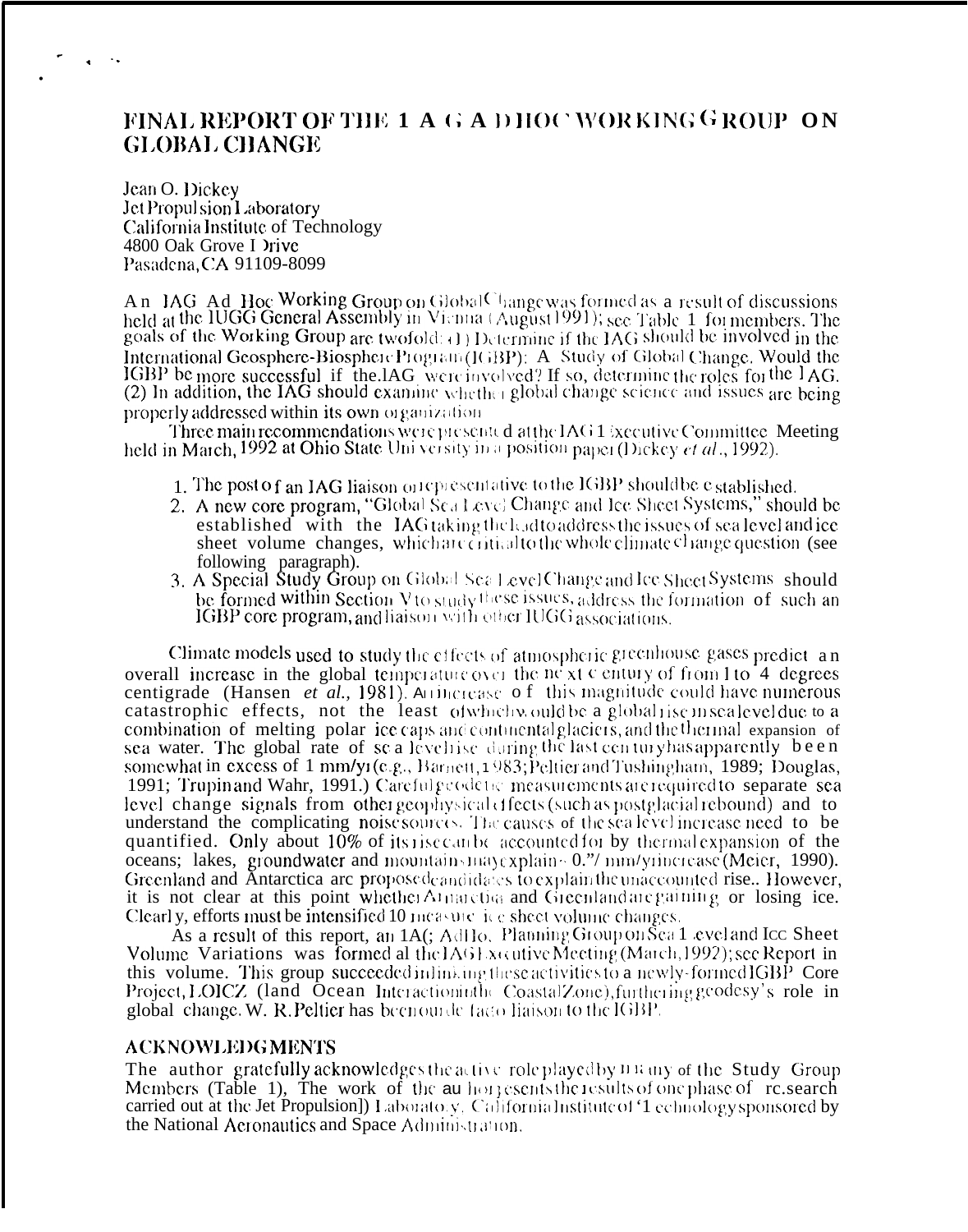# FINAL REPORT OF THE IAG AD HOC WORKING GROUP ON GLOBAL CHANGE

Jean O. Dickey
Jet Propulsion Laboratory
California Institute of Technology
4800 Oak Grove Drive
Pasadena, CA 91109-8099

An IAG Ad Hoc Working Group on Global Change was formed as a result of discussions held at the IUGG General Assembly in Vienna (August 1991); see Table 1 for members. The goals of the Working Group are twofold: (1) Determine if the IAG should be involved in the International Geosphere-Biosphere Program (IGBP): A Study of Global Change. Would the IGBP be more successful if the IAG were involved? If so, determine the roles for the IAG. (2) In addition, the IAG should examine whether global change science and issues are being properly addressed within its own organization.

Three main recommendations were presented at the IAG Executive Committee Meeting held in March, 1992 at Ohio State University in a position paper (Dickey *et al.*, 1992).

1. The post of an IAG liaison or representative to the IGBP should be established.
2. A new core program, "Global Sea Level Change and Ice Sheet Systems," should be established with the IAG taking the lead to address the issues of sea level and ice sheet volume changes, which are critical to the whole climate change question (see following paragraph).
3. A Special Study Group on Global Sea Level Change and Ice Sheet Systems should be formed within Section V to study these issues, address the formation of such an IGBP core program, and liaison with other IUGG associations.

Climate models used to study the effects of atmospheric greenhouse gases predict an overall increase in the global temperature over the next century of from 1 to 4 degrees centigrade (Hansen *et al.*, 1981). An increase of this magnitude could have numerous catastrophic effects, not the least of which would be a global rise in sea level due to a combination of melting polar ice caps and continental glaciers, and the thermal expansion of sea water. The global rate of sea level rise during the last century has apparently been somewhat in excess of 1 mm/yr (e.g., Barnett, 1983; Peltier and Tushingham, 1989; Douglas, 1991; Trupin and Wahr, 1991.) Careful geodetic measurements are required to separate sea level change signals from other geophysical effects (such as postglacial rebound) and to understand the complicating noise sources. The causes of the sea level increase need to be quantified. Only about 10% of its rise can be accounted for by thermal expansion of the oceans; lakes, groundwater and mountains may explain ~ 0.7 mm/yr increase (Meier, 1990). Greenland and Antarctica are proposed candidates to explain the unaccounted rise.. However, it is not clear at this point whether Antarctica and Greenland are gaining or losing ice. Clearly, efforts must be intensified to measure ice sheet volume changes.

As a result of this report, an IAG Ad Hoc Planning Group on Sea Level and Ice Sheet Volume Variations was formed at the IAG Executive Meeting (March, 1992); see Report in this volume. This group succeeded in linking these activities to a newly-formed IGBP Core Project, LOICZ (Land Ocean Interaction in the Coastal Zone), furthering geodesy's role in global change. W. R. Peltier has been our de facto liaison to the IGBP.

## ACKNOWLEDGMENTS

The author gratefully acknowledges the active role played by many of the Study Group Members (Table 1). The work of the author represents the results of one phase of research carried out at the Jet Propulsion Laboratory, California Institute of Technology sponsored by the National Aeronautics and Space Administration.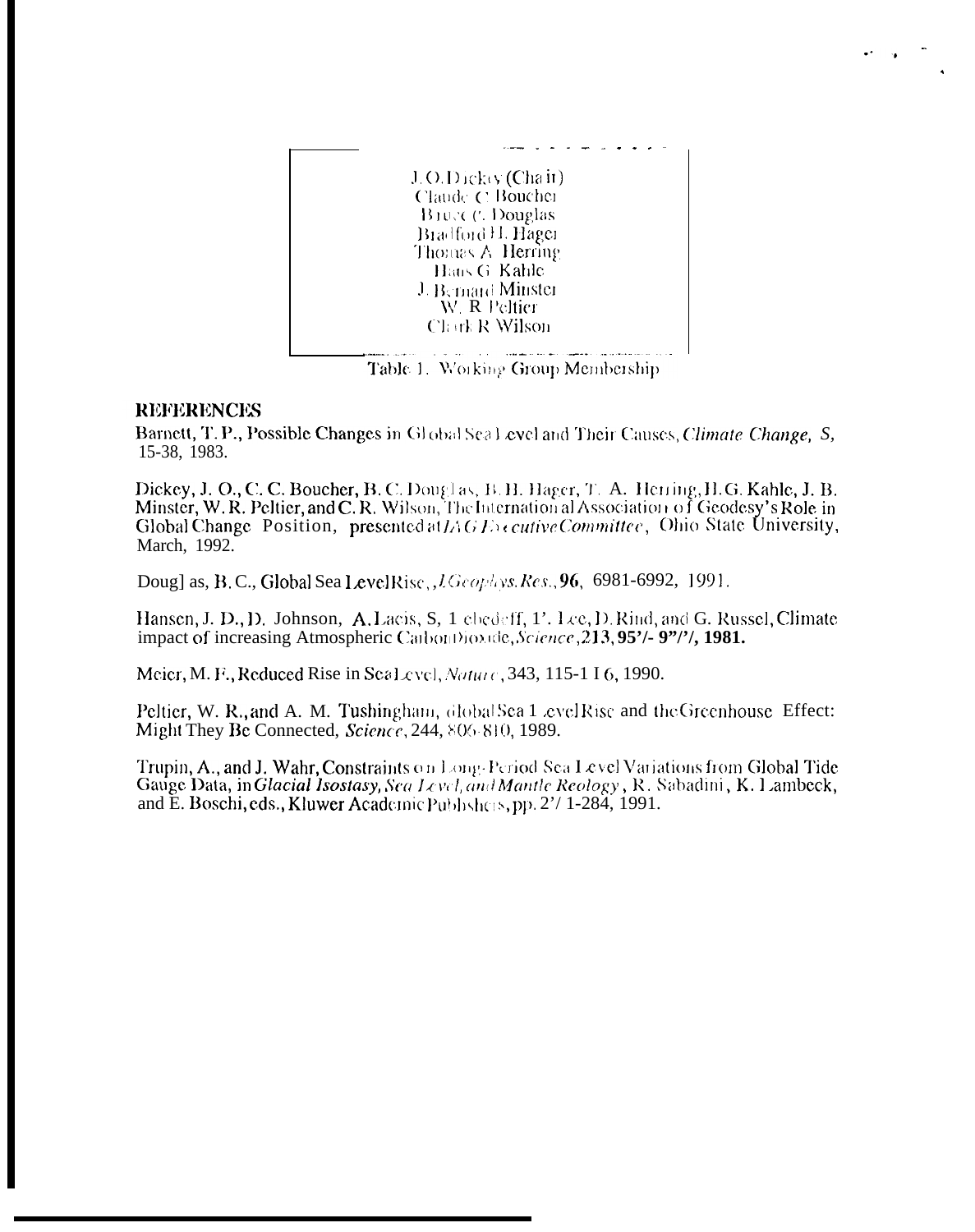| |
|---|
| J. O. Dickey (Chair) |
| Claude C. Boucher |
| Bruce C. Douglas |
| Bradford H. Hager |
| Thomas A. Herring |
| Hans G. Kahle |
| J. Bernard Minster |
| W. R. Peltier |
| Clark R. Wilson |

Table 1. Working Group Membership

## REFERENCES

Barnett, T. P., Possible Changes in Global Sea Level and Their Causes, *Climate Change, S,* 15-38, 1983.

Dickey, J. O., C. C. Boucher, B. C. Douglas, B. H. Hager, T. A. Herring, H. G. Kahle, J. B. Minster, W. R. Peltier, and C. R. Wilson, The International Association of Geodesy's Role in Global Change Position, presented at *IAG Executive Committee*, Ohio State University, March, 1992.

Doug] as, B. C., Global Sea Level Rise, , *J. Geophys. Res.*, **96**, 6981-6992, 1991.

Hansen, J. D., D. Johnson, A. Lacis, S, Lebedeff, P. Lee, D. Rind, and G. Russel, Climate impact of increasing Atmospheric Carbon Dioxide, *Science*, **213, 95'/- 9"/'/, 1981.**

Meier, M. F., Reduced Rise in Sea Level, *Nature*, 343, 115-1 I 6, 1990.

Peltier, W. R., and A. M. Tushingham, Global Sea Level Rise and the Greenhouse Effect: Might They Be Connected, *Science*, 244, 806-810, 1989.

Trupin, A., and J. Wahr, Constraints on Long-Period Sea Level Variations from Global Tide Gauge Data, in *Glacial Isostasy, Sea Level, and Mantle Reology*, R. Sabadini, K. Lambeck, and E. Boschi, eds., Kluwer Academic Publishers, pp. 2'/ 1-284, 1991.